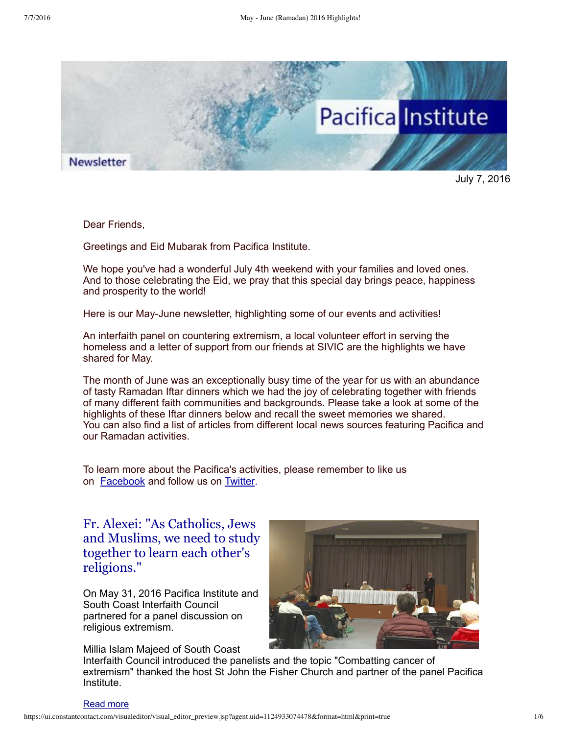Pacifica Institute

Newsletter

July 7, 2016

Dear Friends,

Greetings and Eid Mubarak from Pacifica Institute.

We hope you've had a wonderful July 4th weekend with your families and loved ones. And to those celebrating the Eid, we pray that this special day brings peace, happiness and prosperity to the world!

Here is our May-June newsletter, highlighting some of our events and activities!

An interfaith panel on countering extremism, a local volunteer effort in serving the homeless and a letter of support from our friends at SIVIC are the highlights we have shared for May.

The month of June was an exceptionally busy time of the year for us with an abundance of tasty Ramadan Iftar dinners which we had the joy of celebrating together with friends of many different faith communities and backgrounds. Please take a look at some of the highlights of these Iftar dinners below and recall the sweet memories we shared.
You can also find a list of articles from different local news sources featuring Pacifica and our Ramadan activities.

To learn more about the Pacifica's activities, please remember to like us on [Facebook](#) and follow us on [Twitter](#).

## Fr. Alexei: "As Catholics, Jews and Muslims, we need to study together to learn each other's religions."

On May 31, 2016 Pacifica Institute and South Coast Interfaith Council partnered for a panel discussion on religious extremism.

Millia Islam Majeed of South Coast Interfaith Council introduced the panelists and the topic "Combatting cancer of extremism" thanked the host St John the Fisher Church and partner of the panel Pacifica Institute.

[Read more](#)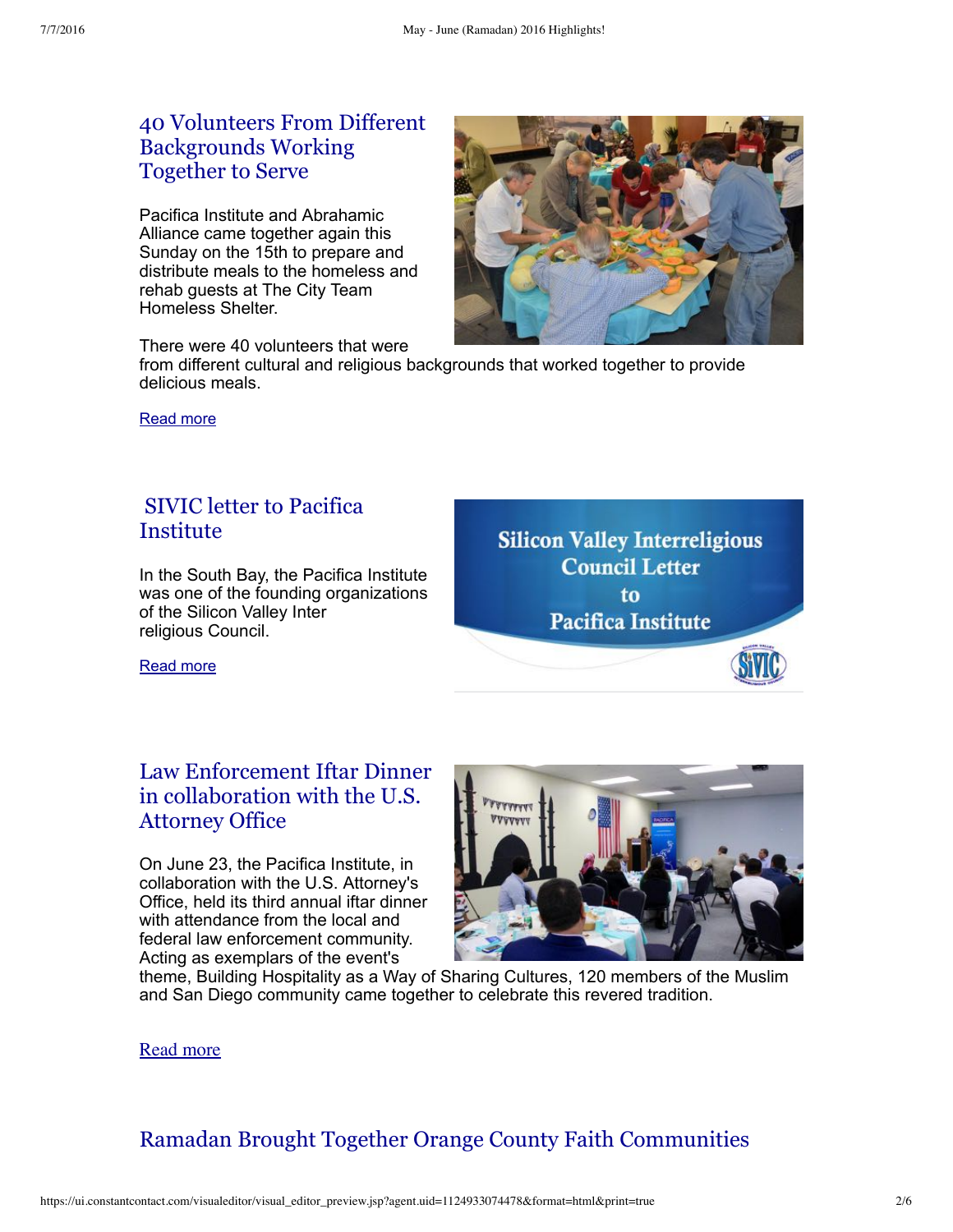## 40 Volunteers From Different Backgrounds Working Together to Serve

Pacifica Institute and Abrahamic Alliance came together again this Sunday on the 15th to prepare and distribute meals to the homeless and rehab guests at The City Team Homeless Shelter.

There were 40 volunteers that were from different cultural and religious backgrounds that worked together to provide delicious meals.

Read more

## SIVIC letter to Pacifica Institute

In the South Bay, the Pacifica Institute was one of the founding organizations of the Silicon Valley Inter religious Council.

Read more

## Law Enforcement Iftar Dinner in collaboration with the U.S. Attorney Office

On June 23, the Pacifica Institute, in collaboration with the U.S. Attorney's Office, held its third annual iftar dinner with attendance from the local and federal law enforcement community. Acting as exemplars of the event's theme, Building Hospitality as a Way of Sharing Cultures, 120 members of the Muslim and San Diego community came together to celebrate this revered tradition.

Read more

## Ramadan Brought Together Orange County Faith Communities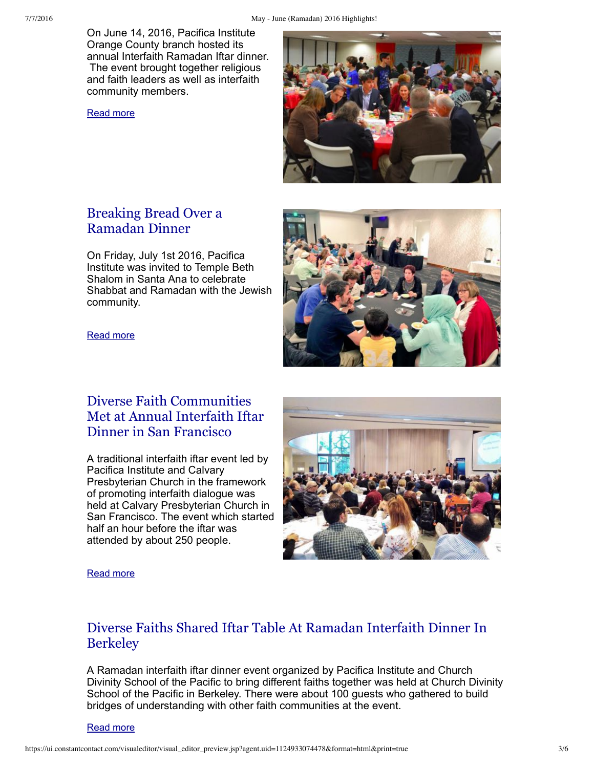On June 14, 2016, Pacifica Institute Orange County branch hosted its annual Interfaith Ramadan Iftar dinner. The event brought together religious and faith leaders as well as interfaith community members.

Read more

## Breaking Bread Over a Ramadan Dinner

On Friday, July 1st 2016, Pacifica Institute was invited to Temple Beth Shalom in Santa Ana to celebrate Shabbat and Ramadan with the Jewish community.

Read more

## Diverse Faith Communities Met at Annual Interfaith Iftar Dinner in San Francisco

A traditional interfaith iftar event led by Pacifica Institute and Calvary Presbyterian Church in the framework of promoting interfaith dialogue was held at Calvary Presbyterian Church in San Francisco. The event which started half an hour before the iftar was attended by about 250 people.

Read more

## Diverse Faiths Shared Iftar Table At Ramadan Interfaith Dinner In Berkeley

A Ramadan interfaith iftar dinner event organized by Pacifica Institute and Church Divinity School of the Pacific to bring different faiths together was held at Church Divinity School of the Pacific in Berkeley. There were about 100 guests who gathered to build bridges of understanding with other faith communities at the event.

Read more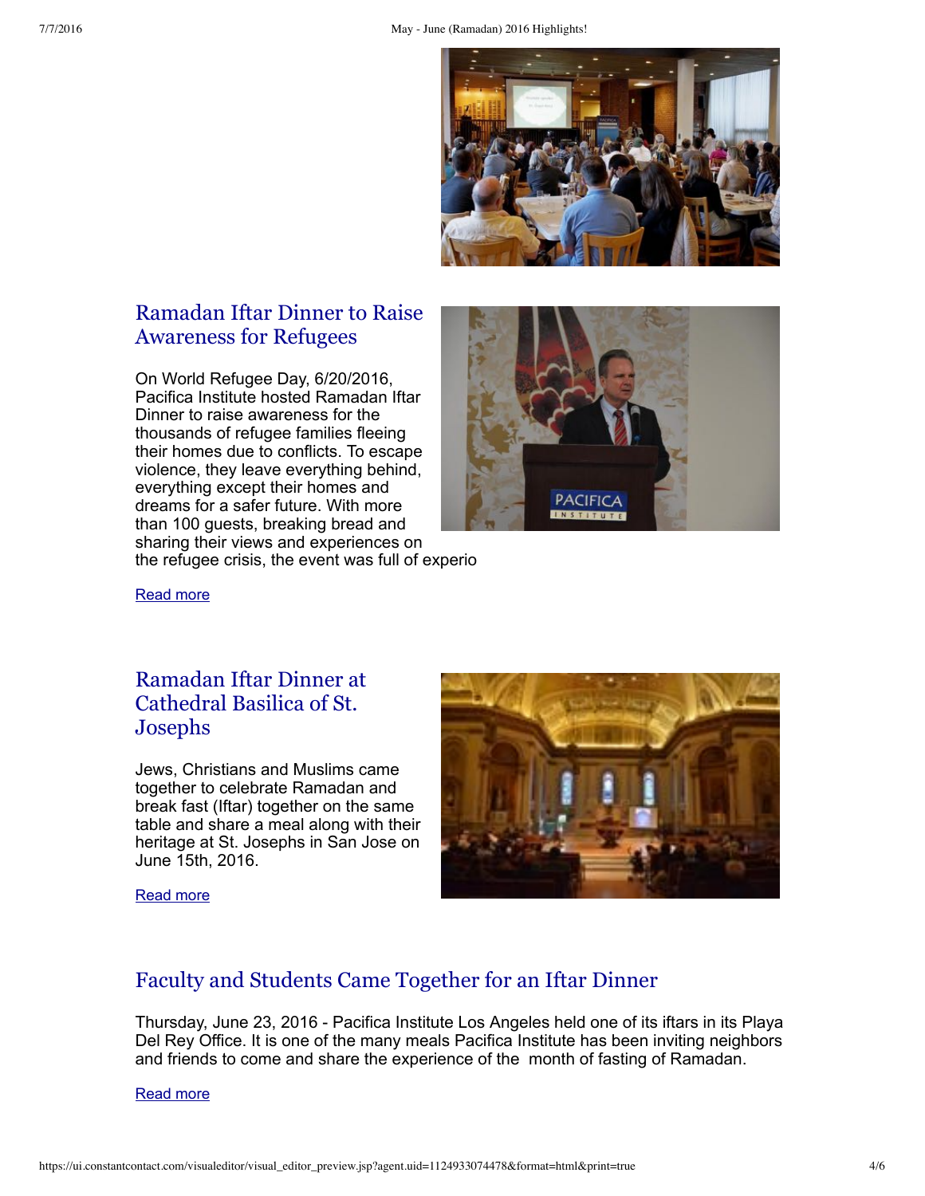## Ramadan Iftar Dinner to Raise Awareness for Refugees

On World Refugee Day, 6/20/2016, Pacifica Institute hosted Ramadan Iftar Dinner to raise awareness for the thousands of refugee families fleeing their homes due to conflicts. To escape violence, they leave everything behind, everything except their homes and dreams for a safer future. With more than 100 guests, breaking bread and sharing their views and experiences on the refugee crisis, the event was full of experio

Read more

## Ramadan Iftar Dinner at Cathedral Basilica of St. Josephs

Jews, Christians and Muslims came together to celebrate Ramadan and break fast (Iftar) together on the same table and share a meal along with their heritage at St. Josephs in San Jose on June 15th, 2016.

Read more

## Faculty and Students Came Together for an Iftar Dinner

Thursday, June 23, 2016 - Pacifica Institute Los Angeles held one of its iftars in its Playa Del Rey Office. It is one of the many meals Pacifica Institute has been inviting neighbors and friends to come and share the experience of the month of fasting of Ramadan.

Read more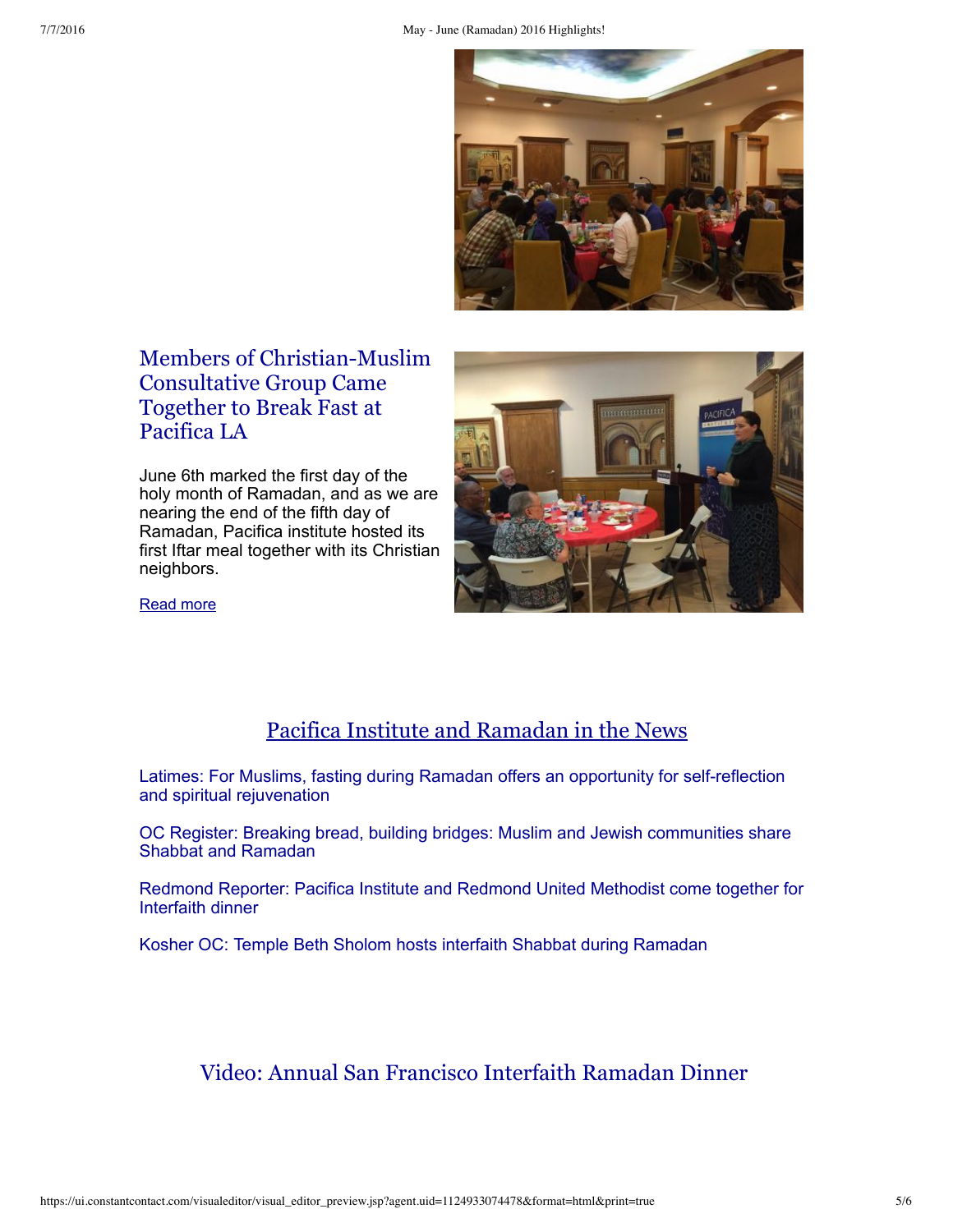## Members of Christian-Muslim Consultative Group Came Together to Break Fast at Pacifica LA

June 6th marked the first day of the holy month of Ramadan, and as we are nearing the end of the fifth day of Ramadan, Pacifica institute hosted its first Iftar meal together with its Christian neighbors.

Read more

## Pacifica Institute and Ramadan in the News

Latimes: For Muslims, fasting during Ramadan offers an opportunity for self-reflection and spiritual rejuvenation

OC Register: Breaking bread, building bridges: Muslim and Jewish communities share Shabbat and Ramadan

Redmond Reporter: Pacifica Institute and Redmond United Methodist come together for Interfaith dinner

Kosher OC: Temple Beth Sholom hosts interfaith Shabbat during Ramadan

## Video: Annual San Francisco Interfaith Ramadan Dinner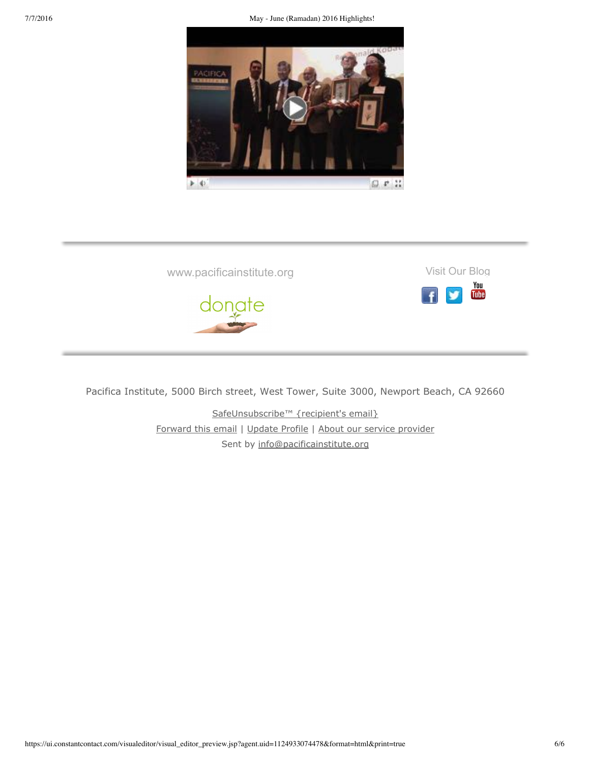www.pacificainstitute.org

donate

Visit Our Blog

Pacifica Institute, 5000 Birch street, West Tower, Suite 3000, Newport Beach, CA 92660

SafeUnsubscribe™ {recipient's email}

Forward this email | Update Profile | About our service provider

Sent by info@pacificainstitute.org